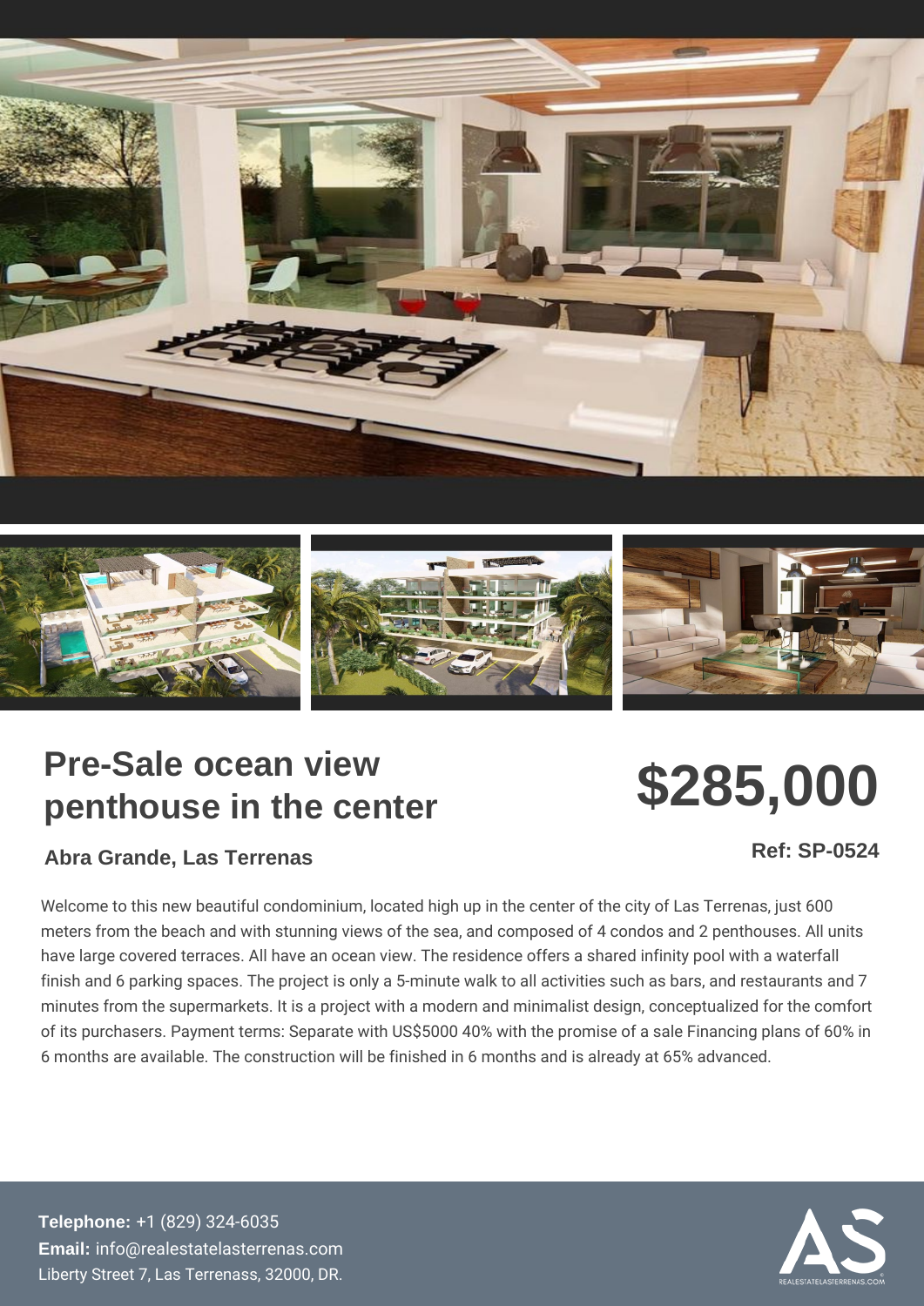# Pre-Sale ocean view penthouse in the center

## $285,000

**Abra Grande, Las Terrenas**

**Ref: SP-0524**

Welcome to this new beautiful condominium, located high up in the center of the city of Las Terrenas, just 600 meters from the beach and with stunning views of the sea, and composed of 4 condos and 2 penthouses. All units have large covered terraces. All have an ocean view. The residence offers a shared infinity pool with a waterfall finish and 6 parking spaces. The project is only a 5-minute walk to all activities such as bars, and restaurants and 7 minutes from the supermarkets. It is a project with a modern and minimalist design, conceptualized for the comfort of its purchasers. Payment terms: Separate with US$5000 40% with the promise of a sale Financing plans of 60% in 6 months are available. The construction will be finished in 6 months and is already at 65% advanced.

**Telephone:** +1 (829) 324-6035
**Email:** info@realestatelasterrenas.com
Liberty Street 7, Las Terrenass, 32000, DR.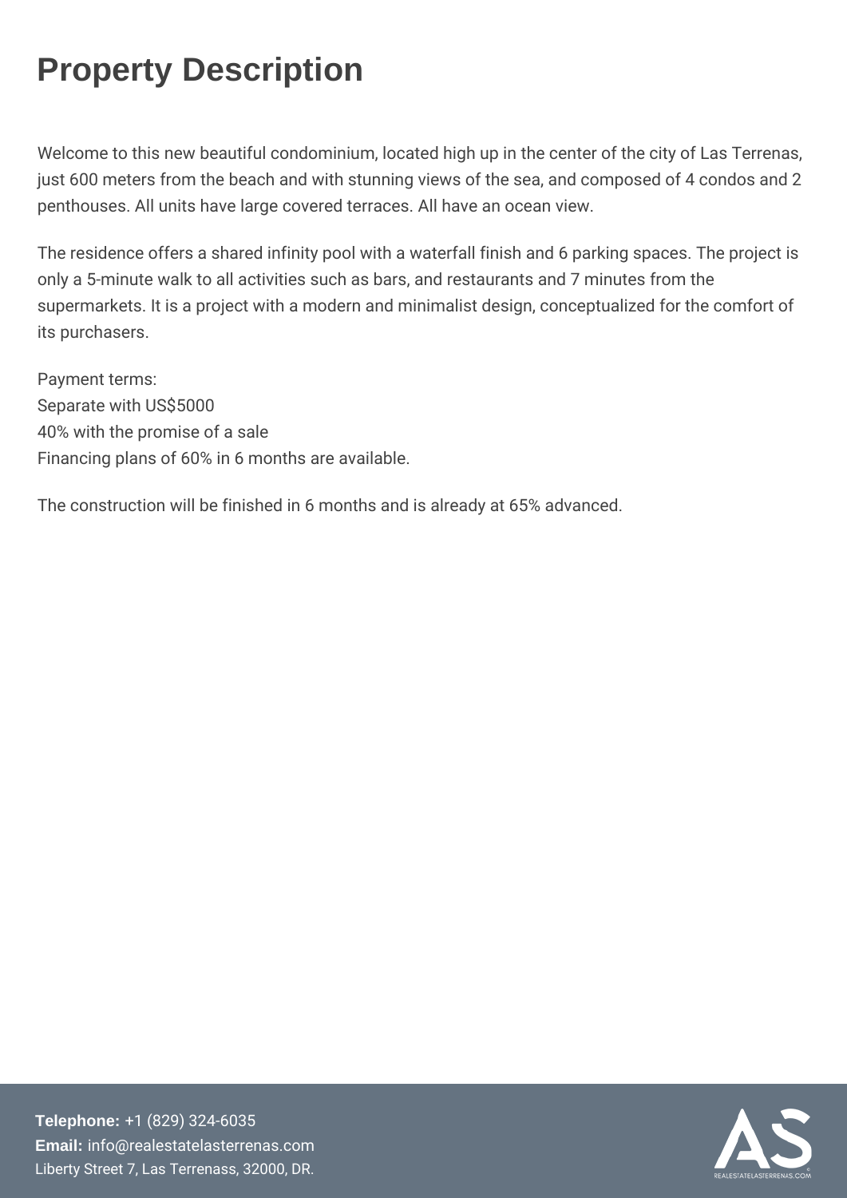# Property Description

Welcome to this new beautiful condominium, located high up in the center of the city of Las Terrenas, just 600 meters from the beach and with stunning views of the sea, and composed of 4 condos and 2 penthouses. All units have large covered terraces. All have an ocean view.

The residence offers a shared infinity pool with a waterfall finish and 6 parking spaces. The project is only a 5-minute walk to all activities such as bars, and restaurants and 7 minutes from the supermarkets. It is a project with a modern and minimalist design, conceptualized for the comfort of its purchasers.

Payment terms:
Separate with US$5000
40% with the promise of a sale
Financing plans of 60% in 6 months are available.

The construction will be finished in 6 months and is already at 65% advanced.

**Telephone:** +1 (829) 324-6035
**Email:** info@realestatelasterrenas.com
Liberty Street 7, Las Terrenass, 32000, DR.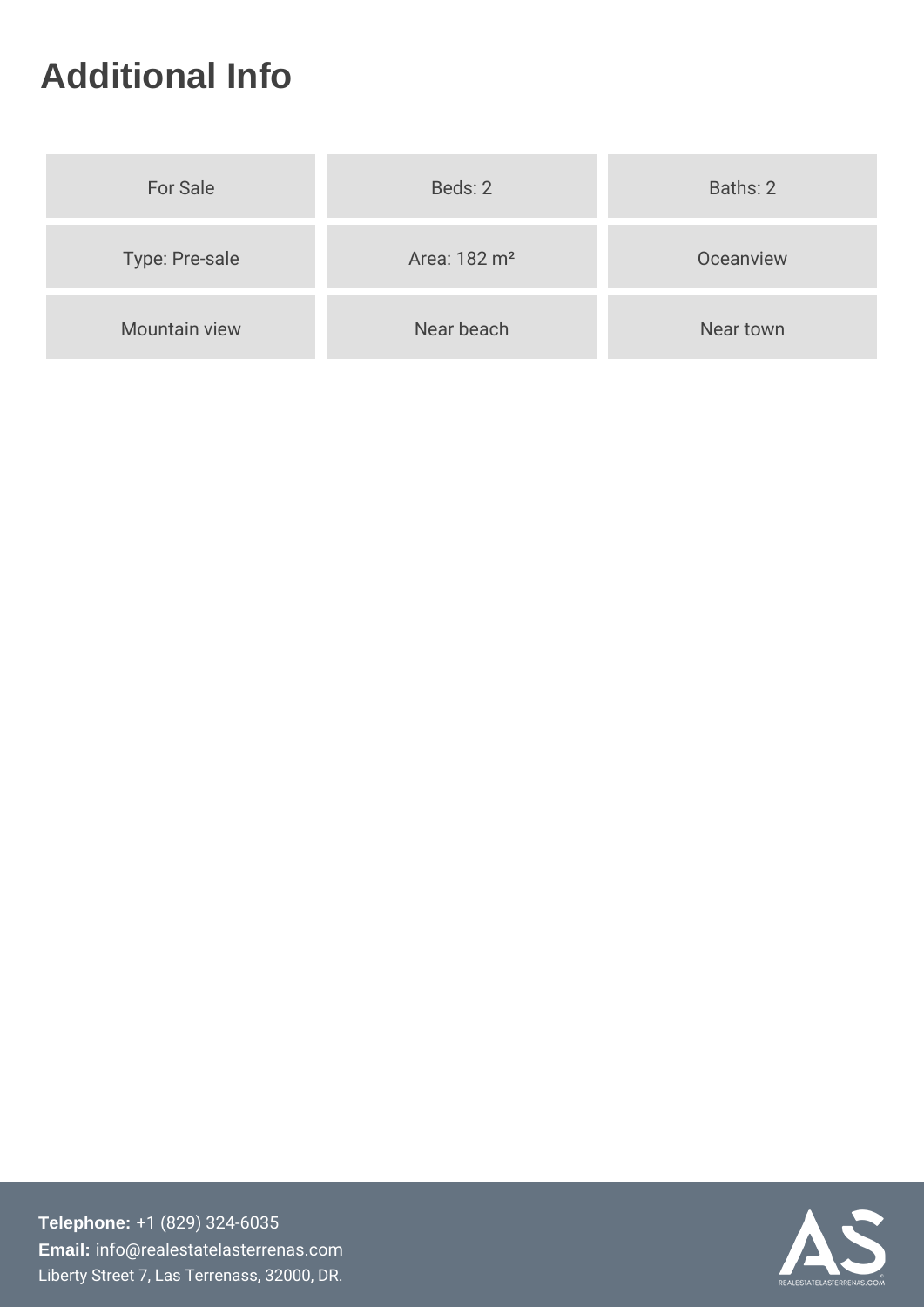# Additional Info

| | | |
|---|---|---|
| For Sale | Beds: 2 | Baths: 2 |
| Type: Pre-sale | Area: 182 m² | Oceanview |
| Mountain view | Near beach | Near town |

**Telephone:** +1 (829) 324-6035
**Email:** info@realestatelasterrenas.com
Liberty Street 7, Las Terrenass, 32000, DR.